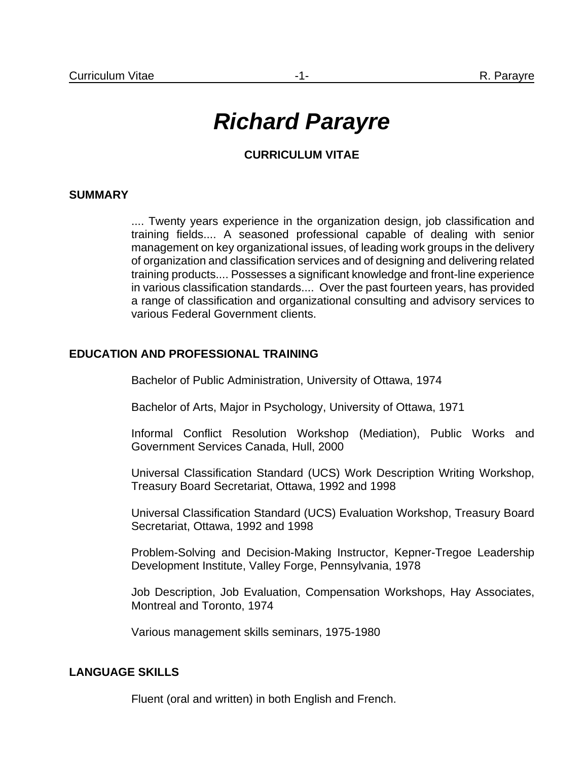# *Richard Parayre*

**CURRICULUM VITAE**

## SUMMARY

.... Twenty years experience in the organization design, job classification and training fields.... A seasoned professional capable of dealing with senior management on key organizational issues, of leading work groups in the delivery of organization and classification services and of designing and delivering related training products.... Possesses a significant knowledge and front-line experience in various classification standards.... Over the past fourteen years, has provided a range of classification and organizational consulting and advisory services to various Federal Government clients.

## EDUCATION AND PROFESSIONAL TRAINING

Bachelor of Public Administration, University of Ottawa, 1974

Bachelor of Arts, Major in Psychology, University of Ottawa, 1971

Informal Conflict Resolution Workshop (Mediation), Public Works and Government Services Canada, Hull, 2000

Universal Classification Standard (UCS) Work Description Writing Workshop, Treasury Board Secretariat, Ottawa, 1992 and 1998

Universal Classification Standard (UCS) Evaluation Workshop, Treasury Board Secretariat, Ottawa, 1992 and 1998

Problem-Solving and Decision-Making Instructor, Kepner-Tregoe Leadership Development Institute, Valley Forge, Pennsylvania, 1978

Job Description, Job Evaluation, Compensation Workshops, Hay Associates, Montreal and Toronto, 1974

Various management skills seminars, 1975-1980

## LANGUAGE SKILLS

Fluent (oral and written) in both English and French.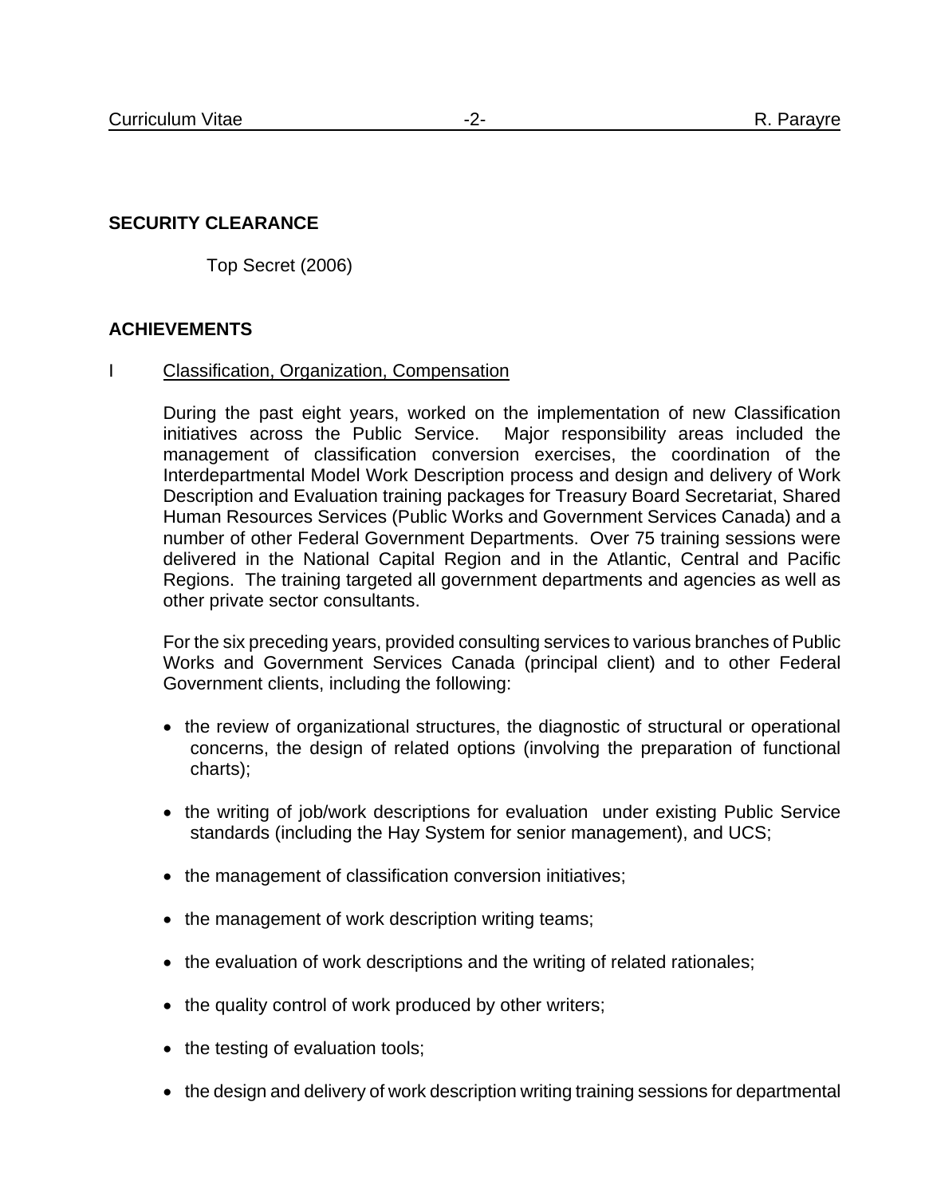## SECURITY CLEARANCE

Top Secret (2006)

## ACHIEVEMENTS

I Classification, Organization, Compensation

During the past eight years, worked on the implementation of new Classification initiatives across the Public Service. Major responsibility areas included the management of classification conversion exercises, the coordination of the Interdepartmental Model Work Description process and design and delivery of Work Description and Evaluation training packages for Treasury Board Secretariat, Shared Human Resources Services (Public Works and Government Services Canada) and a number of other Federal Government Departments. Over 75 training sessions were delivered in the National Capital Region and in the Atlantic, Central and Pacific Regions. The training targeted all government departments and agencies as well as other private sector consultants.

For the six preceding years, provided consulting services to various branches of Public Works and Government Services Canada (principal client) and to other Federal Government clients, including the following:

- the review of organizational structures, the diagnostic of structural or operational concerns, the design of related options (involving the preparation of functional charts);
- the writing of job/work descriptions for evaluation under existing Public Service standards (including the Hay System for senior management), and UCS;
- the management of classification conversion initiatives;
- the management of work description writing teams;
- the evaluation of work descriptions and the writing of related rationales;
- the quality control of work produced by other writers;
- the testing of evaluation tools;
- the design and delivery of work description writing training sessions for departmental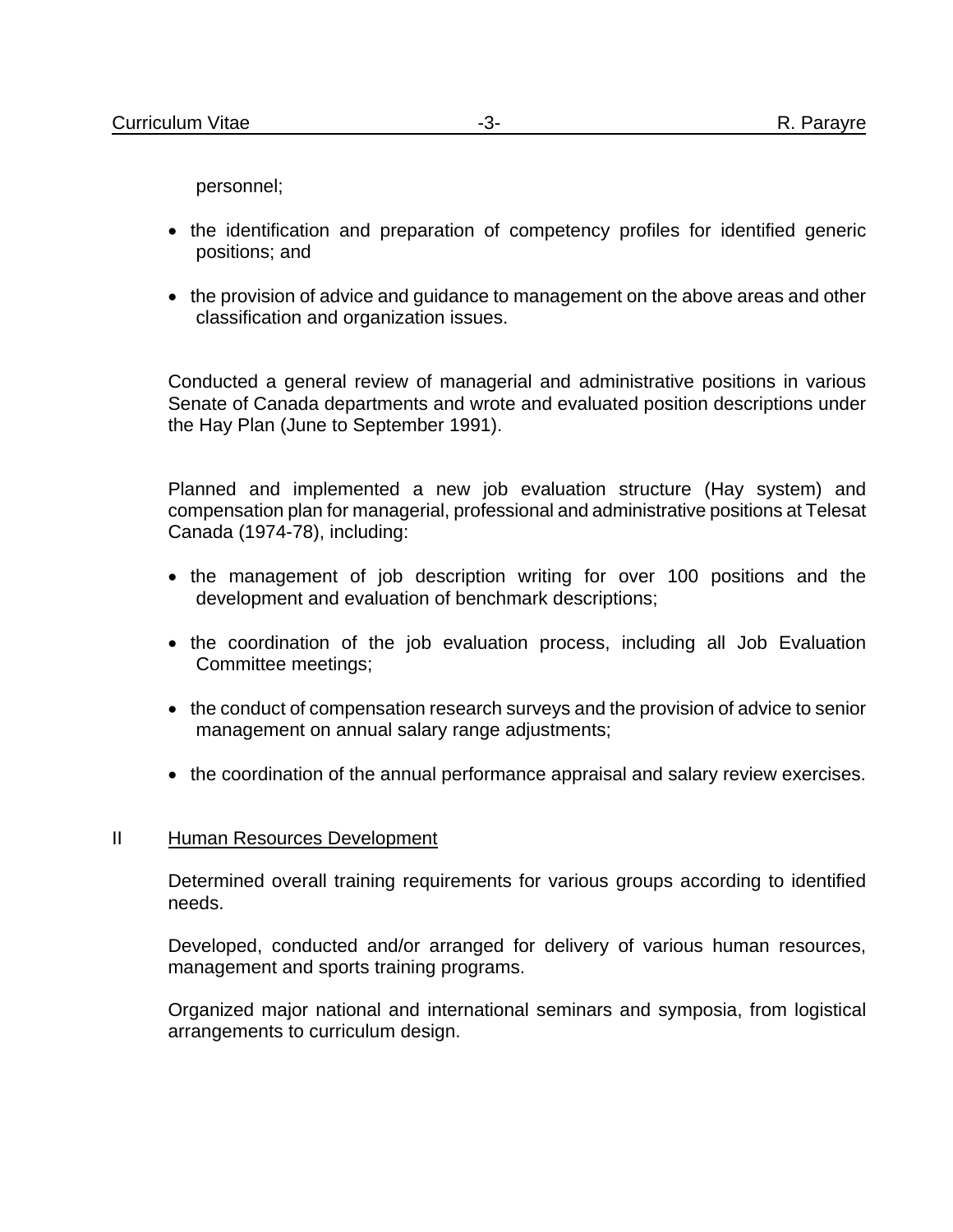personnel;

- the identification and preparation of competency profiles for identified generic positions; and
- the provision of advice and guidance to management on the above areas and other classification and organization issues.

Conducted a general review of managerial and administrative positions in various Senate of Canada departments and wrote and evaluated position descriptions under the Hay Plan (June to September 1991).

Planned and implemented a new job evaluation structure (Hay system) and compensation plan for managerial, professional and administrative positions at Telesat Canada (1974-78), including:

- the management of job description writing for over 100 positions and the development and evaluation of benchmark descriptions;
- the coordination of the job evaluation process, including all Job Evaluation Committee meetings;
- the conduct of compensation research surveys and the provision of advice to senior management on annual salary range adjustments;
- the coordination of the annual performance appraisal and salary review exercises.

## II Human Resources Development

Determined overall training requirements for various groups according to identified needs.

Developed, conducted and/or arranged for delivery of various human resources, management and sports training programs.

Organized major national and international seminars and symposia, from logistical arrangements to curriculum design.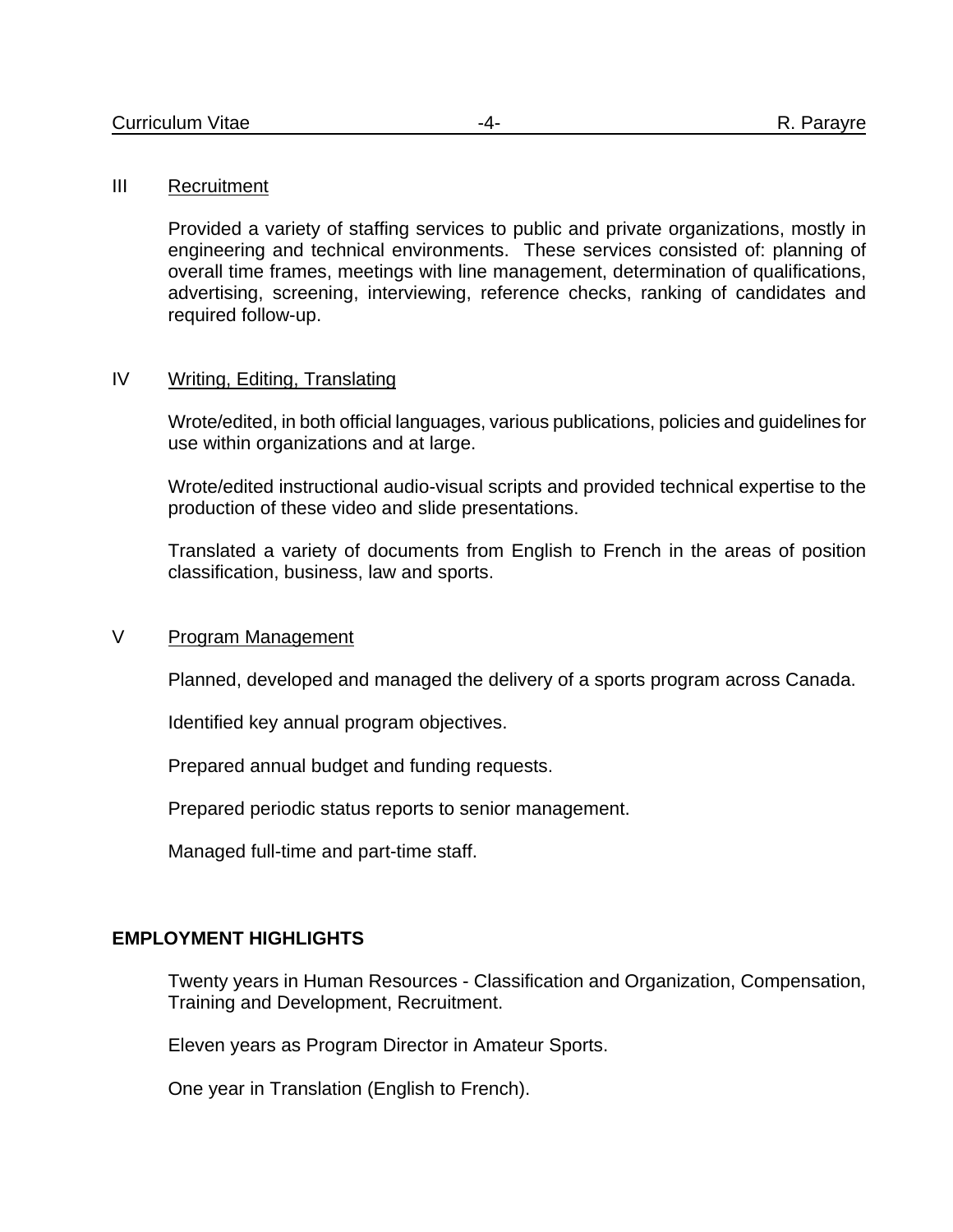### III Recruitment

Provided a variety of staffing services to public and private organizations, mostly in engineering and technical environments. These services consisted of: planning of overall time frames, meetings with line management, determination of qualifications, advertising, screening, interviewing, reference checks, ranking of candidates and required follow-up.

### IV Writing, Editing, Translating

Wrote/edited, in both official languages, various publications, policies and guidelines for use within organizations and at large.

Wrote/edited instructional audio-visual scripts and provided technical expertise to the production of these video and slide presentations.

Translated a variety of documents from English to French in the areas of position classification, business, law and sports.

### V Program Management

Planned, developed and managed the delivery of a sports program across Canada.

Identified key annual program objectives.

Prepared annual budget and funding requests.

Prepared periodic status reports to senior management.

Managed full-time and part-time staff.

## EMPLOYMENT HIGHLIGHTS

Twenty years in Human Resources - Classification and Organization, Compensation, Training and Development, Recruitment.

Eleven years as Program Director in Amateur Sports.

One year in Translation (English to French).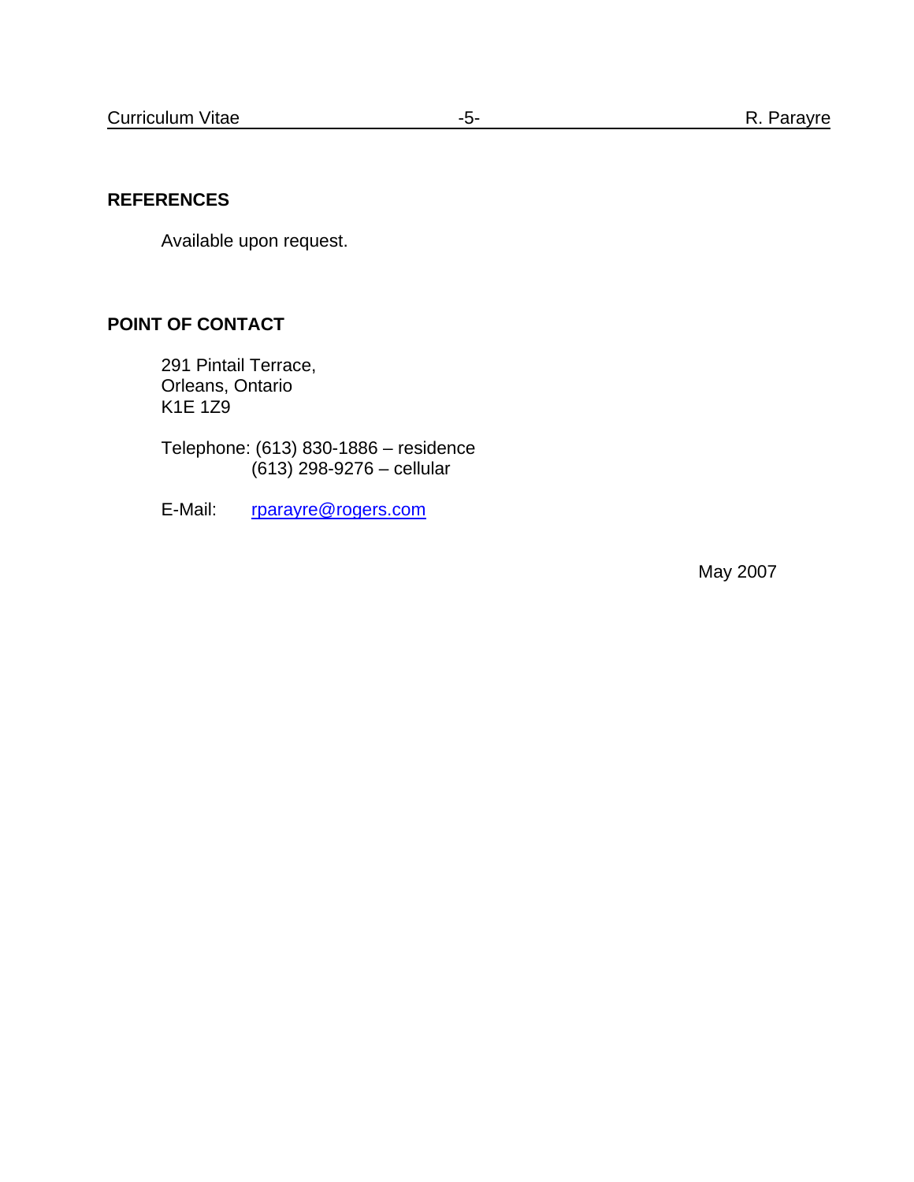## REFERENCES

Available upon request.

## POINT OF CONTACT

291 Pintail Terrace,
Orleans, Ontario
K1E 1Z9

Telephone: (613) 830-1886 – residence
(613) 298-9276 – cellular

E-Mail: rparayre@rogers.com

May 2007